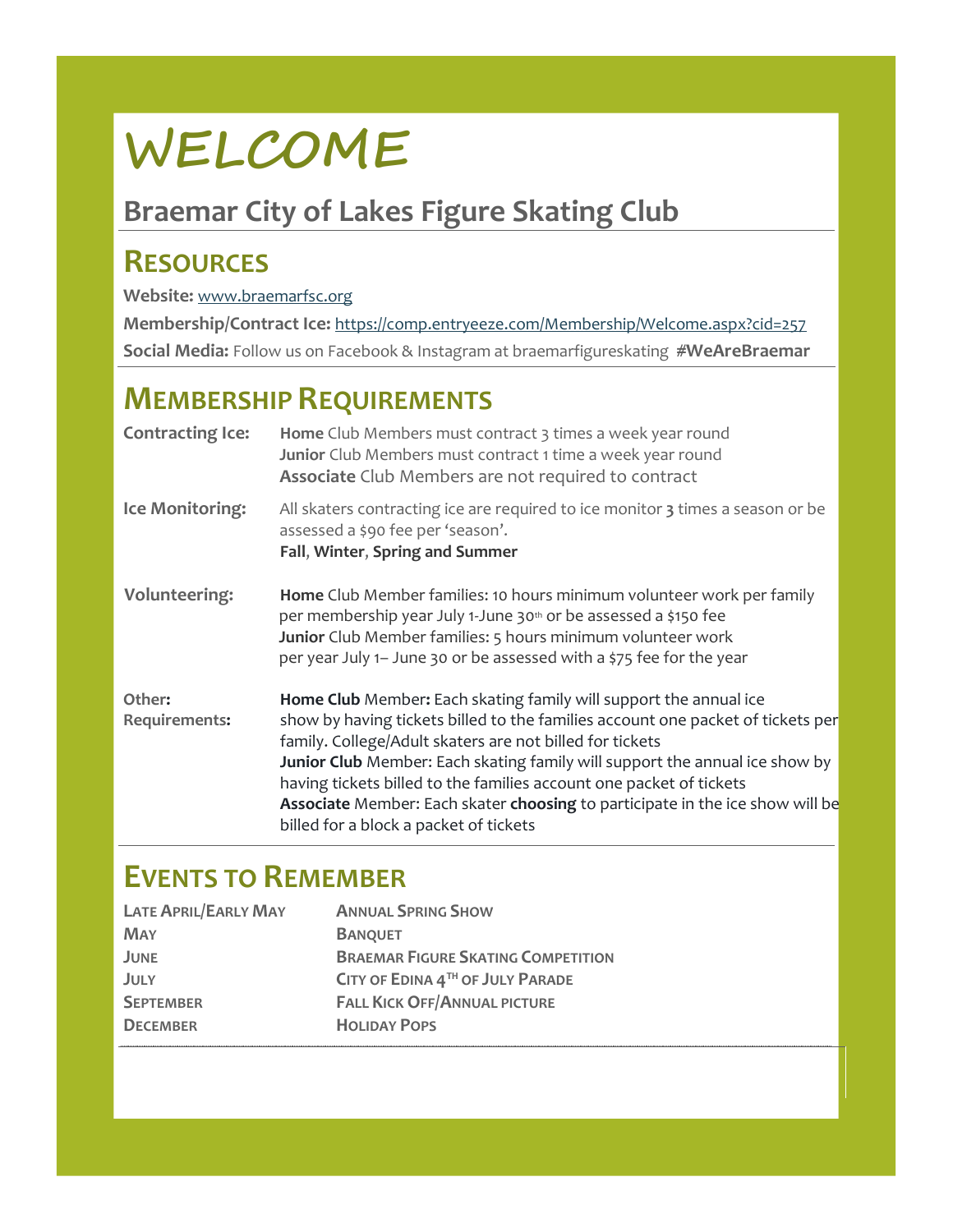# WELCOME

## Braemar City of Lakes Figure Skating Club

## Resources

**Website:** www.braemarfsc.org

**Membership/Contract Ice:** https://comp.entryeeze.com/Membership/Welcome.aspx?cid=257

**Social Media:** Follow us on Facebook & Instagram at braemarfigureskating **#WeAreBraemar**

## Membership Requirements

**Contracting Ice:**

**Home** Club Members must contract 3 times a week year round
**Junior** Club Members must contract 1 time a week year round
**Associate** Club Members are not required to contract

**Ice Monitoring:**

All skaters contracting ice are required to ice monitor **3** times a season or be assessed a $90 fee per 'season'.
**Fall**, **Winter**, **Spring and Summer**

**Volunteering:**

**Home** Club Member families: 10 hours minimum volunteer work per family per membership year July 1-June 30th or be assessed a $150 fee
**Junior** Club Member families: 5 hours minimum volunteer work per year July 1– June 30 or be assessed with a $75 fee for the year

**Other: Requirements:**

**Home Club** Member**:** Each skating family will support the annual ice show by having tickets billed to the families account one packet of tickets per family. College/Adult skaters are not billed for tickets
**Junior Club** Member: Each skating family will support the annual ice show by having tickets billed to the families account one packet of tickets
**Associate** Member: Each skater **choosing** to participate in the ice show will be billed for a block a packet of tickets

## Events to Remember

| | |
|---|---|
| **Late April/Early May** | **Annual Spring Show** |
| **May** | **Banquet** |
| **June** | **Braemar Figure Skating Competition** |
| **July** | **City of Edina 4th of July Parade** |
| **September** | **Fall Kick Off/Annual picture** |
| **December** | **Holiday Pops** |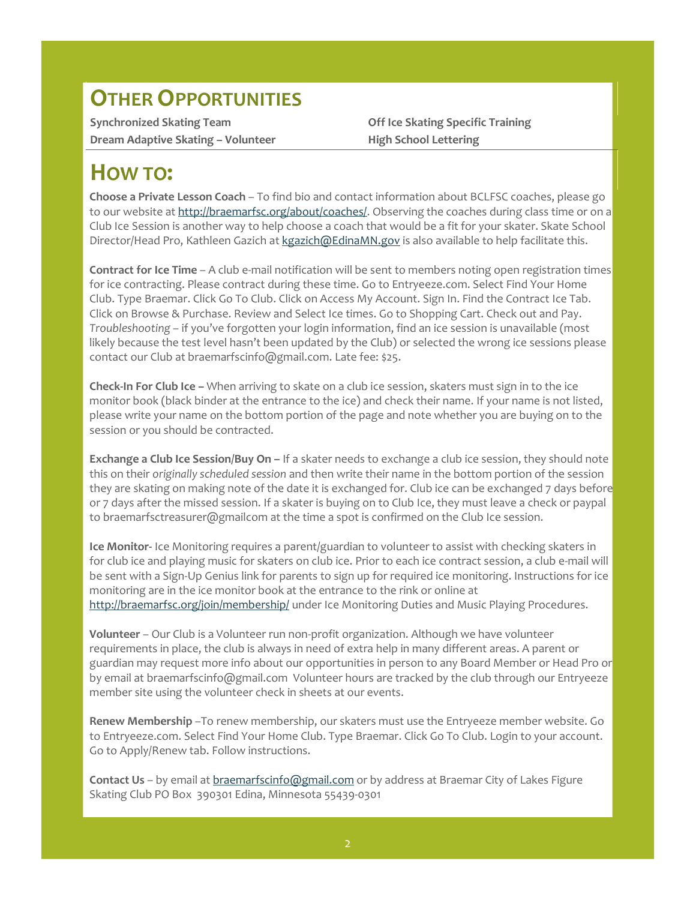# OTHER OPPORTUNITIES

**Synchronized Skating Team**

**Dream Adaptive Skating – Volunteer**

**Off Ice Skating Specific Training**

**High School Lettering**

# HOW TO:

**Choose a Private Lesson Coach** – To find bio and contact information about BCLFSC coaches, please go to our website at http://braemarfsc.org/about/coaches/. Observing the coaches during class time or on a Club Ice Session is another way to help choose a coach that would be a fit for your skater. Skate School Director/Head Pro, Kathleen Gazich at kgazich@EdinaMN.gov is also available to help facilitate this.

**Contract for Ice Time** – A club e-mail notification will be sent to members noting open registration times for ice contracting. Please contract during these time. Go to Entryeeze.com. Select Find Your Home Club. Type Braemar. Click Go To Club. Click on Access My Account. Sign In. Find the Contract Ice Tab. Click on Browse & Purchase. Review and Select Ice times. Go to Shopping Cart. Check out and Pay. *Troubleshooting* – if you've forgotten your login information, find an ice session is unavailable (most likely because the test level hasn't been updated by the Club) or selected the wrong ice sessions please contact our Club at braemarfscinfo@gmail.com. Late fee: $25.

**Check-In For Club Ice –** When arriving to skate on a club ice session, skaters must sign in to the ice monitor book (black binder at the entrance to the ice) and check their name. If your name is not listed, please write your name on the bottom portion of the page and note whether you are buying on to the session or you should be contracted.

**Exchange a Club Ice Session/Buy On –** If a skater needs to exchange a club ice session, they should note this on their *originally scheduled session* and then write their name in the bottom portion of the session they are skating on making note of the date it is exchanged for. Club ice can be exchanged 7 days before or 7 days after the missed session. If a skater is buying on to Club Ice, they must leave a check or paypal to braemarfsctreasurer@gmailcom at the time a spot is confirmed on the Club Ice session.

**Ice Monitor-** Ice Monitoring requires a parent/guardian to volunteer to assist with checking skaters in for club ice and playing music for skaters on club ice. Prior to each ice contract session, a club e-mail will be sent with a Sign-Up Genius link for parents to sign up for required ice monitoring. Instructions for ice monitoring are in the ice monitor book at the entrance to the rink or online at http://braemarfsc.org/join/membership/ under Ice Monitoring Duties and Music Playing Procedures.

**Volunteer** – Our Club is a Volunteer run non-profit organization. Although we have volunteer requirements in place, the club is always in need of extra help in many different areas. A parent or guardian may request more info about our opportunities in person to any Board Member or Head Pro or by email at braemarfscinfo@gmail.com Volunteer hours are tracked by the club through our Entryeeze member site using the volunteer check in sheets at our events.

**Renew Membership** –To renew membership, our skaters must use the Entryeeze member website. Go to Entryeeze.com. Select Find Your Home Club. Type Braemar. Click Go To Club. Login to your account. Go to Apply/Renew tab. Follow instructions.

**Contact Us** – by email at braemarfscinfo@gmail.com or by address at Braemar City of Lakes Figure Skating Club PO Box 390301 Edina, Minnesota 55439-0301